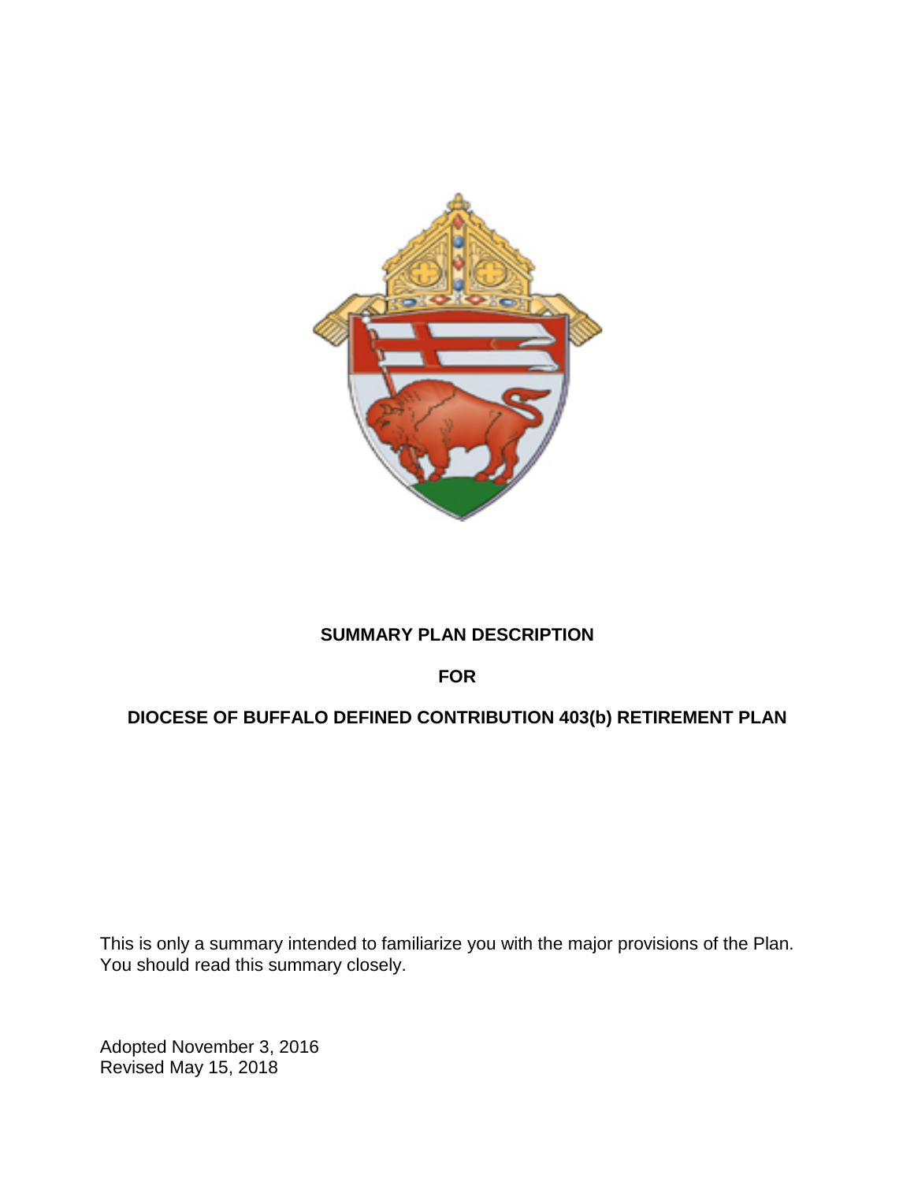# SUMMARY PLAN DESCRIPTION

**FOR**

**DIOCESE OF BUFFALO DEFINED CONTRIBUTION 403(b) RETIREMENT PLAN**

This is only a summary intended to familiarize you with the major provisions of the Plan. You should read this summary closely.

Adopted November 3, 2016
Revised May 15, 2018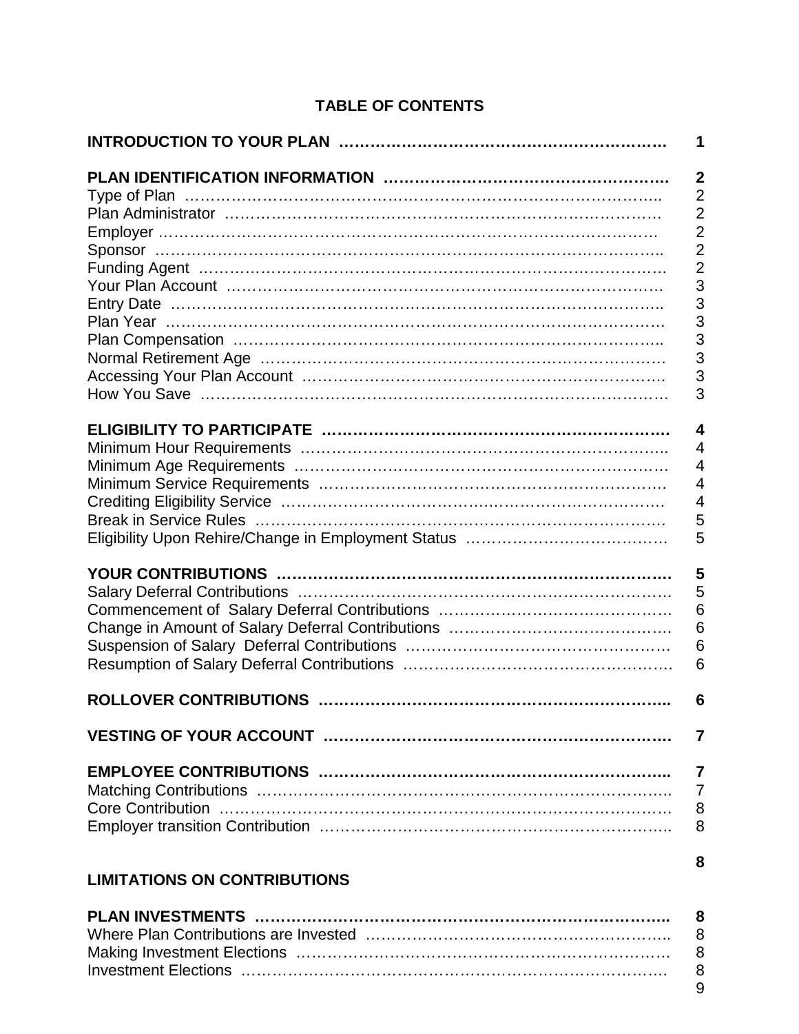## TABLE OF CONTENTS

| | |
|---|---|
| **INTRODUCTION TO YOUR PLAN** | **1** |
| | |
| **PLAN IDENTIFICATION INFORMATION** | **2** |
| Type of Plan | 2 |
| Plan Administrator | 2 |
| Employer | 2 |
| Sponsor | 2 |
| Funding Agent | 2 |
| Your Plan Account | 3 |
| Entry Date | 3 |
| Plan Year | 3 |
| Plan Compensation | 3 |
| Normal Retirement Age | 3 |
| Accessing Your Plan Account | 3 |
| How You Save | 3 |
| | |
| **ELIGIBILITY TO PARTICIPATE** | **4** |
| Minimum Hour Requirements | 4 |
| Minimum Age Requirements | 4 |
| Minimum Service Requirements | 4 |
| Crediting Eligibility Service | 4 |
| Break in Service Rules | 5 |
| Eligibility Upon Rehire/Change in Employment Status | 5 |
| | |
| **YOUR CONTRIBUTIONS** | **5** |
| Salary Deferral Contributions | 5 |
| Commencement of Salary Deferral Contributions | 6 |
| Change in Amount of Salary Deferral Contributions | 6 |
| Suspension of Salary Deferral Contributions | 6 |
| Resumption of Salary Deferral Contributions | 6 |
| | |
| **ROLLOVER CONTRIBUTIONS** | **6** |
| | |
| **VESTING OF YOUR ACCOUNT** | **7** |
| | |
| **EMPLOYEE CONTRIBUTIONS** | **7** |
| Matching Contributions | 7 |
| Core Contribution | 8 |
| Employer transition Contribution | 8 |
| | |
| **LIMITATIONS ON CONTRIBUTIONS** | **8** |
| | |
| **PLAN INVESTMENTS** | **8** |
| Where Plan Contributions are Invested | 8 |
| Making Investment Elections | 8 |
| Investment Elections | 8 |
| | 9 |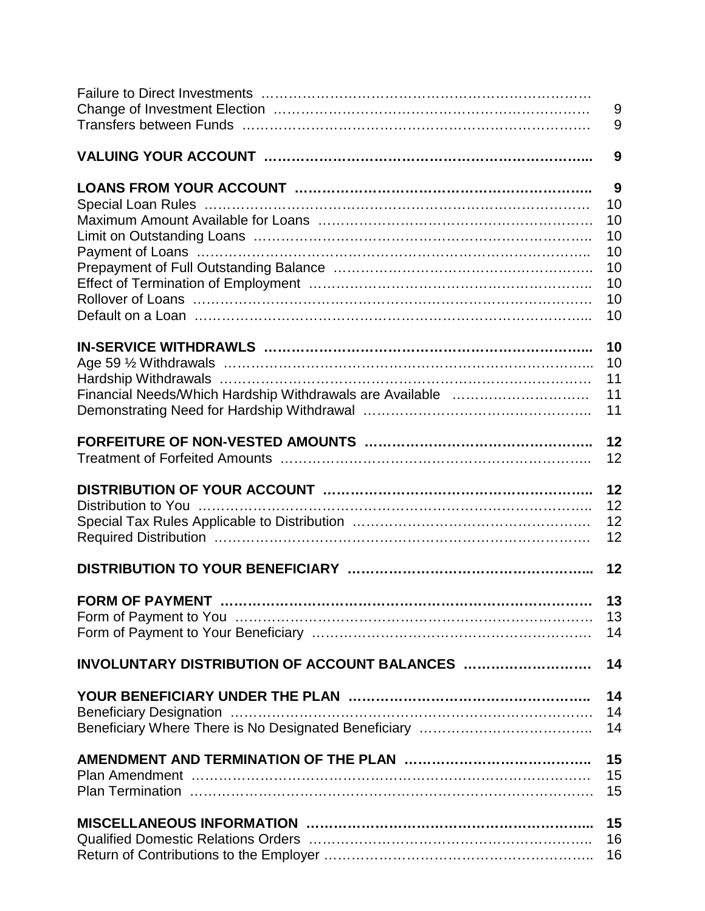| | |
|---|---|
| Failure to Direct Investments | |
| Change of Investment Election | 9 |
| Transfers between Funds | 9 |
| **VALUING YOUR ACCOUNT** | **9** |
| **LOANS FROM YOUR ACCOUNT** | **9** |
| Special Loan Rules | 10 |
| Maximum Amount Available for Loans | 10 |
| Limit on Outstanding Loans | 10 |
| Payment of Loans | 10 |
| Prepayment of Full Outstanding Balance | 10 |
| Effect of Termination of Employment | 10 |
| Rollover of Loans | 10 |
| Default on a Loan | 10 |
| **IN-SERVICE WITHDRAWLS** | **10** |
| Age 59 ½ Withdrawals | 10 |
| Hardship Withdrawals | 11 |
| Financial Needs/Which Hardship Withdrawals are Available | 11 |
| Demonstrating Need for Hardship Withdrawal | 11 |
| **FORFEITURE OF NON-VESTED AMOUNTS** | **12** |
| Treatment of Forfeited Amounts | 12 |
| **DISTRIBUTION OF YOUR ACCOUNT** | **12** |
| Distribution to You | 12 |
| Special Tax Rules Applicable to Distribution | 12 |
| Required Distribution | 12 |
| **DISTRIBUTION TO YOUR BENEFICIARY** | **12** |
| **FORM OF PAYMENT** | **13** |
| Form of Payment to You | 13 |
| Form of Payment to Your Beneficiary | 14 |
| **INVOLUNTARY DISTRIBUTION OF ACCOUNT BALANCES** | **14** |
| **YOUR BENEFICIARY UNDER THE PLAN** | **14** |
| Beneficiary Designation | 14 |
| Beneficiary Where There is No Designated Beneficiary | 14 |
| **AMENDMENT AND TERMINATION OF THE PLAN** | **15** |
| Plan Amendment | 15 |
| Plan Termination | 15 |
| **MISCELLANEOUS INFORMATION** | **15** |
| Qualified Domestic Relations Orders | 16 |
| Return of Contributions to the Employer | 16 |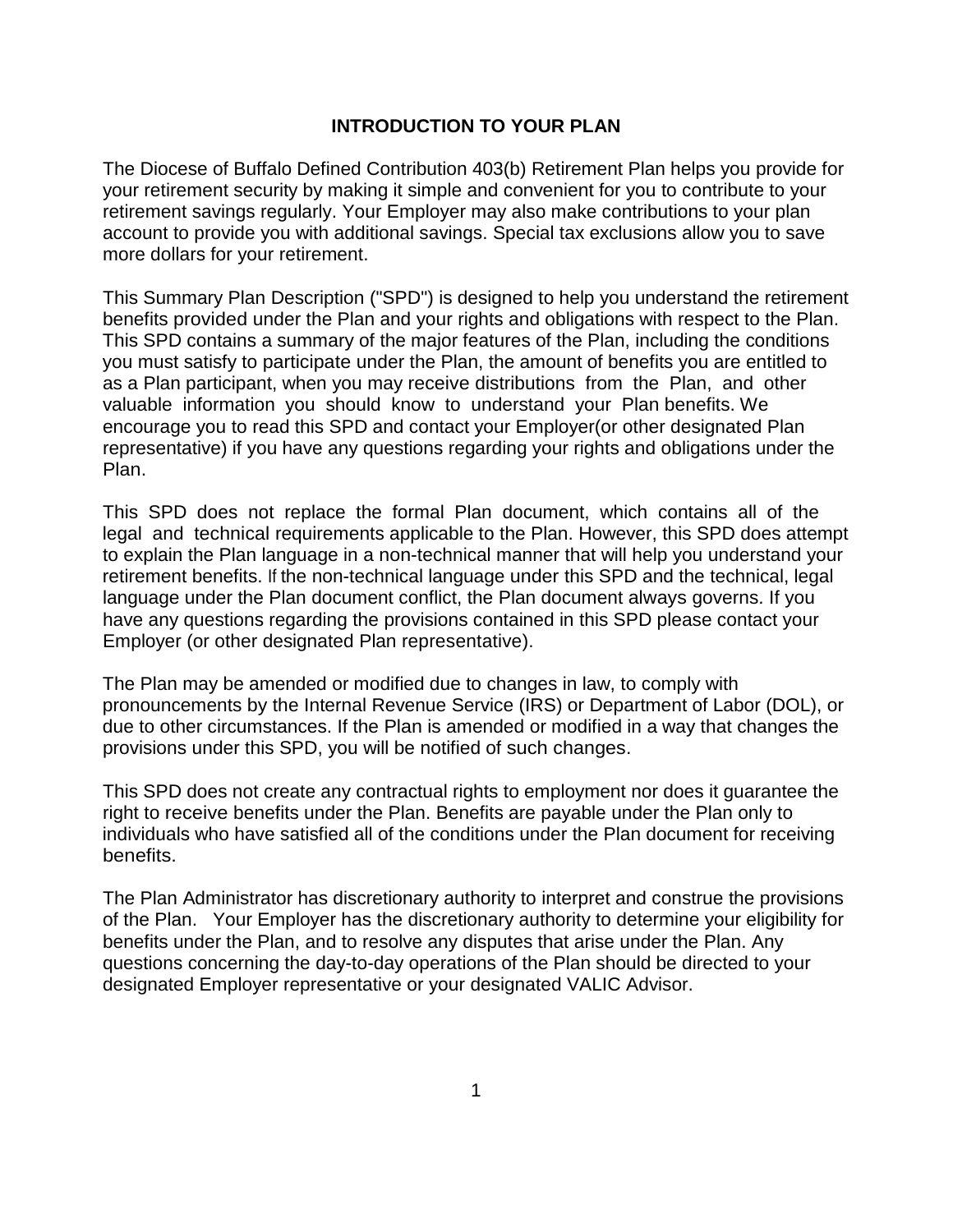# INTRODUCTION TO YOUR PLAN

The Diocese of Buffalo Defined Contribution 403(b) Retirement Plan helps you provide for your retirement security by making it simple and convenient for you to contribute to your retirement savings regularly. Your Employer may also make contributions to your plan account to provide you with additional savings. Special tax exclusions allow you to save more dollars for your retirement.

This Summary Plan Description ("SPD") is designed to help you understand the retirement benefits provided under the Plan and your rights and obligations with respect to the Plan. This SPD contains a summary of the major features of the Plan, including the conditions you must satisfy to participate under the Plan, the amount of benefits you are entitled to as a Plan participant, when you may receive distributions from the Plan, and other valuable information you should know to understand your Plan benefits. We encourage you to read this SPD and contact your Employer(or other designated Plan representative) if you have any questions regarding your rights and obligations under the Plan.

This SPD does not replace the formal Plan document, which contains all of the legal and technical requirements applicable to the Plan. However, this SPD does attempt to explain the Plan language in a non-technical manner that will help you understand your retirement benefits. If the non-technical language under this SPD and the technical, legal language under the Plan document conflict, the Plan document always governs. If you have any questions regarding the provisions contained in this SPD please contact your Employer (or other designated Plan representative).

The Plan may be amended or modified due to changes in law, to comply with pronouncements by the Internal Revenue Service (IRS) or Department of Labor (DOL), or due to other circumstances. If the Plan is amended or modified in a way that changes the provisions under this SPD, you will be notified of such changes.

This SPD does not create any contractual rights to employment nor does it guarantee the right to receive benefits under the Plan. Benefits are payable under the Plan only to individuals who have satisfied all of the conditions under the Plan document for receiving benefits.

The Plan Administrator has discretionary authority to interpret and construe the provisions of the Plan. Your Employer has the discretionary authority to determine your eligibility for benefits under the Plan, and to resolve any disputes that arise under the Plan. Any questions concerning the day-to-day operations of the Plan should be directed to your designated Employer representative or your designated VALIC Advisor.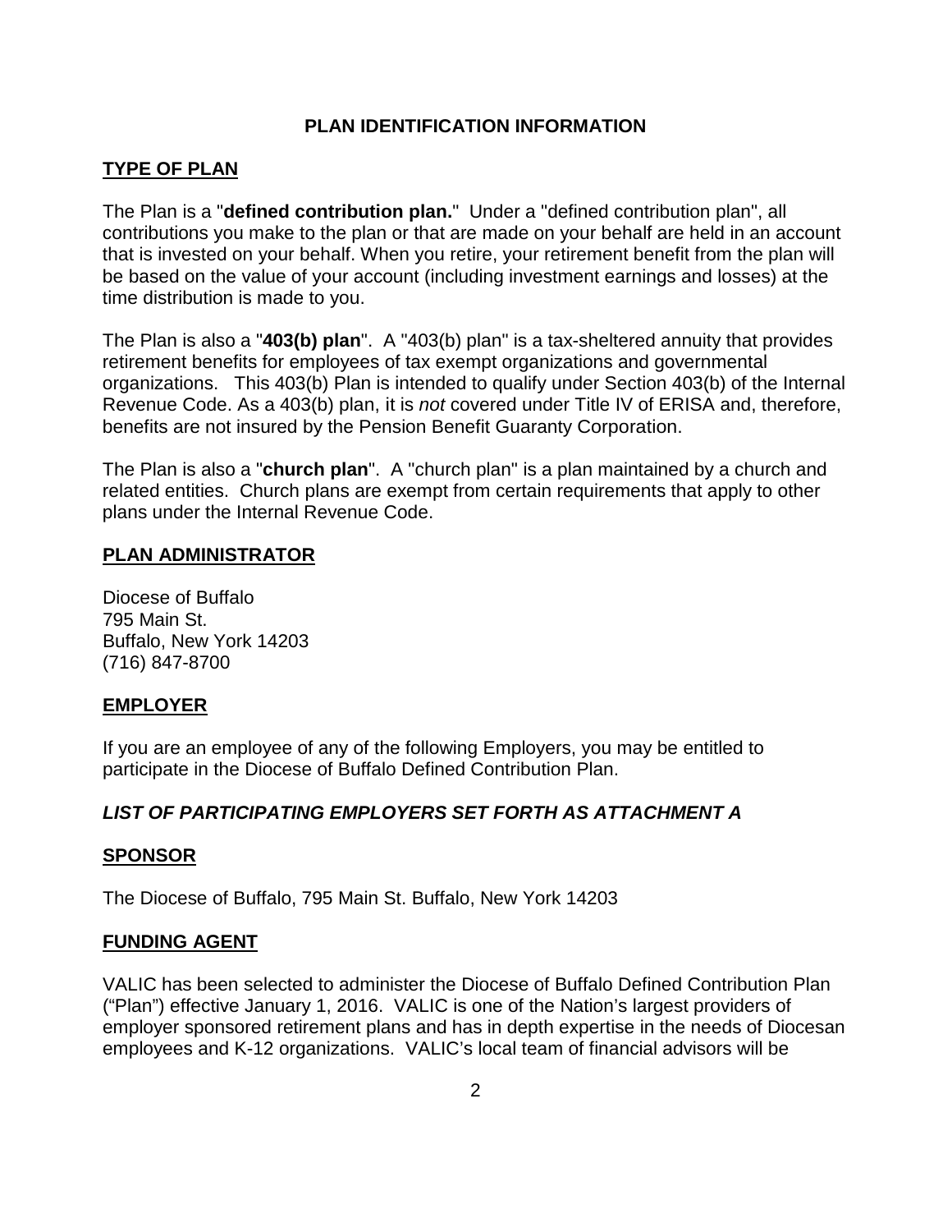## PLAN IDENTIFICATION INFORMATION

### TYPE OF PLAN

The Plan is a "**defined contribution plan.**" Under a "defined contribution plan", all contributions you make to the plan or that are made on your behalf are held in an account that is invested on your behalf. When you retire, your retirement benefit from the plan will be based on the value of your account (including investment earnings and losses) at the time distribution is made to you.

The Plan is also a "**403(b) plan**". A "403(b) plan" is a tax-sheltered annuity that provides retirement benefits for employees of tax exempt organizations and governmental organizations. This 403(b) Plan is intended to qualify under Section 403(b) of the Internal Revenue Code. As a 403(b) plan, it is *not* covered under Title IV of ERISA and, therefore, benefits are not insured by the Pension Benefit Guaranty Corporation.

The Plan is also a "**church plan**". A "church plan" is a plan maintained by a church and related entities. Church plans are exempt from certain requirements that apply to other plans under the Internal Revenue Code.

### PLAN ADMINISTRATOR

Diocese of Buffalo
795 Main St.
Buffalo, New York 14203
(716) 847-8700

### EMPLOYER

If you are an employee of any of the following Employers, you may be entitled to participate in the Diocese of Buffalo Defined Contribution Plan.

***LIST OF PARTICIPATING EMPLOYERS SET FORTH AS ATTACHMENT A***

### SPONSOR

The Diocese of Buffalo, 795 Main St. Buffalo, New York 14203

### FUNDING AGENT

VALIC has been selected to administer the Diocese of Buffalo Defined Contribution Plan ("Plan") effective January 1, 2016. VALIC is one of the Nation's largest providers of employer sponsored retirement plans and has in depth expertise in the needs of Diocesan employees and K-12 organizations. VALIC's local team of financial advisors will be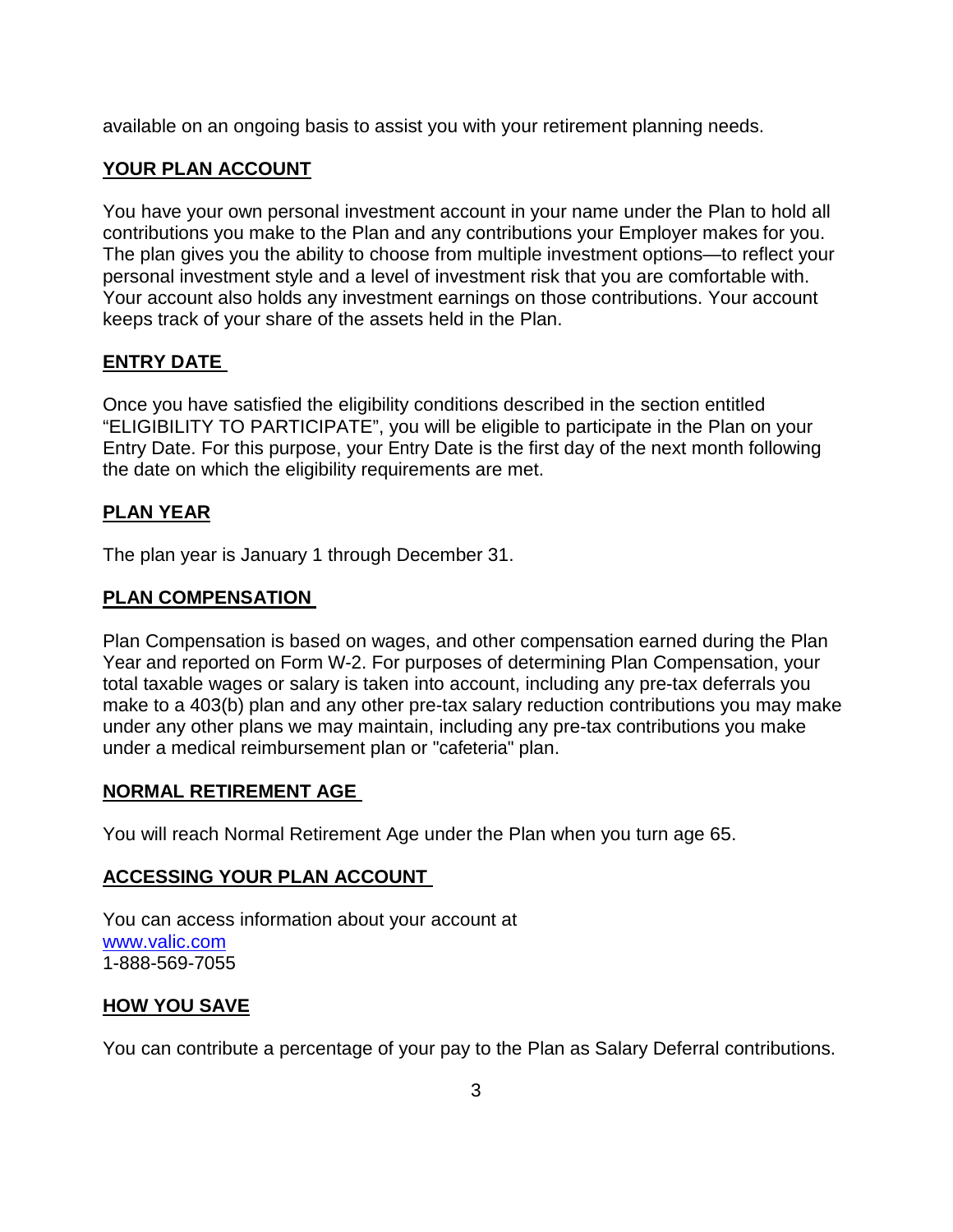available on an ongoing basis to assist you with your retirement planning needs.

## YOUR PLAN ACCOUNT

You have your own personal investment account in your name under the Plan to hold all contributions you make to the Plan and any contributions your Employer makes for you. The plan gives you the ability to choose from multiple investment options—to reflect your personal investment style and a level of investment risk that you are comfortable with. Your account also holds any investment earnings on those contributions. Your account keeps track of your share of the assets held in the Plan.

## ENTRY DATE

Once you have satisfied the eligibility conditions described in the section entitled "ELIGIBILITY TO PARTICIPATE", you will be eligible to participate in the Plan on your Entry Date. For this purpose, your Entry Date is the first day of the next month following the date on which the eligibility requirements are met.

## PLAN YEAR

The plan year is January 1 through December 31.

## PLAN COMPENSATION

Plan Compensation is based on wages, and other compensation earned during the Plan Year and reported on Form W-2. For purposes of determining Plan Compensation, your total taxable wages or salary is taken into account, including any pre-tax deferrals you make to a 403(b) plan and any other pre-tax salary reduction contributions you may make under any other plans we may maintain, including any pre-tax contributions you make under a medical reimbursement plan or "cafeteria" plan.

## NORMAL RETIREMENT AGE

You will reach Normal Retirement Age under the Plan when you turn age 65.

## ACCESSING YOUR PLAN ACCOUNT

You can access information about your account at
[www.valic.com](http://www.valic.com)
1-888-569-7055

## HOW YOU SAVE

You can contribute a percentage of your pay to the Plan as Salary Deferral contributions.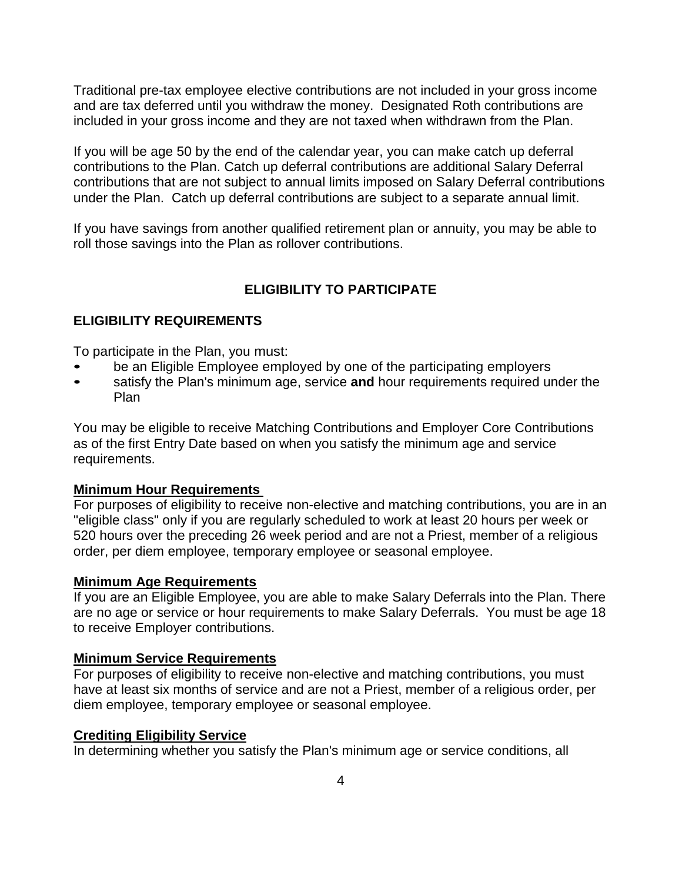Traditional pre-tax employee elective contributions are not included in your gross income and are tax deferred until you withdraw the money. Designated Roth contributions are included in your gross income and they are not taxed when withdrawn from the Plan.

If you will be age 50 by the end of the calendar year, you can make catch up deferral contributions to the Plan. Catch up deferral contributions are additional Salary Deferral contributions that are not subject to annual limits imposed on Salary Deferral contributions under the Plan. Catch up deferral contributions are subject to a separate annual limit.

If you have savings from another qualified retirement plan or annuity, you may be able to roll those savings into the Plan as rollover contributions.

## ELIGIBILITY TO PARTICIPATE

### ELIGIBILITY REQUIREMENTS

To participate in the Plan, you must:

- be an Eligible Employee employed by one of the participating employers
- satisfy the Plan's minimum age, service **and** hour requirements required under the Plan

You may be eligible to receive Matching Contributions and Employer Core Contributions as of the first Entry Date based on when you satisfy the minimum age and service requirements.

#### Minimum Hour Requirements

For purposes of eligibility to receive non-elective and matching contributions, you are in an "eligible class" only if you are regularly scheduled to work at least 20 hours per week or 520 hours over the preceding 26 week period and are not a Priest, member of a religious order, per diem employee, temporary employee or seasonal employee.

#### Minimum Age Requirements

If you are an Eligible Employee, you are able to make Salary Deferrals into the Plan. There are no age or service or hour requirements to make Salary Deferrals. You must be age 18 to receive Employer contributions.

#### Minimum Service Requirements

For purposes of eligibility to receive non-elective and matching contributions, you must have at least six months of service and are not a Priest, member of a religious order, per diem employee, temporary employee or seasonal employee.

#### Crediting Eligibility Service

In determining whether you satisfy the Plan's minimum age or service conditions, all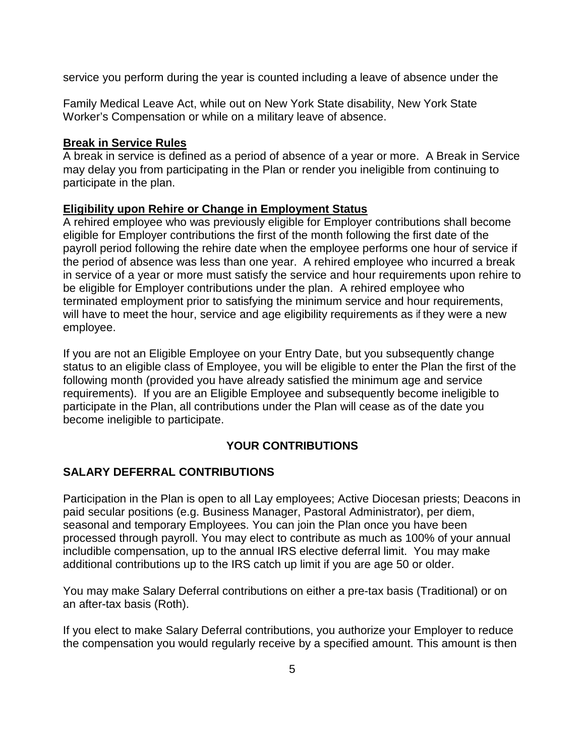service you perform during the year is counted including a leave of absence under the

Family Medical Leave Act, while out on New York State disability, New York State Worker's Compensation or while on a military leave of absence.

**Break in Service Rules**

A break in service is defined as a period of absence of a year or more. A Break in Service may delay you from participating in the Plan or render you ineligible from continuing to participate in the plan.

**Eligibility upon Rehire or Change in Employment Status**

A rehired employee who was previously eligible for Employer contributions shall become eligible for Employer contributions the first of the month following the first date of the payroll period following the rehire date when the employee performs one hour of service if the period of absence was less than one year. A rehired employee who incurred a break in service of a year or more must satisfy the service and hour requirements upon rehire to be eligible for Employer contributions under the plan. A rehired employee who terminated employment prior to satisfying the minimum service and hour requirements, will have to meet the hour, service and age eligibility requirements as if they were a new employee.

If you are not an Eligible Employee on your Entry Date, but you subsequently change status to an eligible class of Employee, you will be eligible to enter the Plan the first of the following month (provided you have already satisfied the minimum age and service requirements). If you are an Eligible Employee and subsequently become ineligible to participate in the Plan, all contributions under the Plan will cease as of the date you become ineligible to participate.

## YOUR CONTRIBUTIONS

### SALARY DEFERRAL CONTRIBUTIONS

Participation in the Plan is open to all Lay employees; Active Diocesan priests; Deacons in paid secular positions (e.g. Business Manager, Pastoral Administrator), per diem, seasonal and temporary Employees. You can join the Plan once you have been processed through payroll. You may elect to contribute as much as 100% of your annual includible compensation, up to the annual IRS elective deferral limit. You may make additional contributions up to the IRS catch up limit if you are age 50 or older.

You may make Salary Deferral contributions on either a pre-tax basis (Traditional) or on an after-tax basis (Roth).

If you elect to make Salary Deferral contributions, you authorize your Employer to reduce the compensation you would regularly receive by a specified amount. This amount is then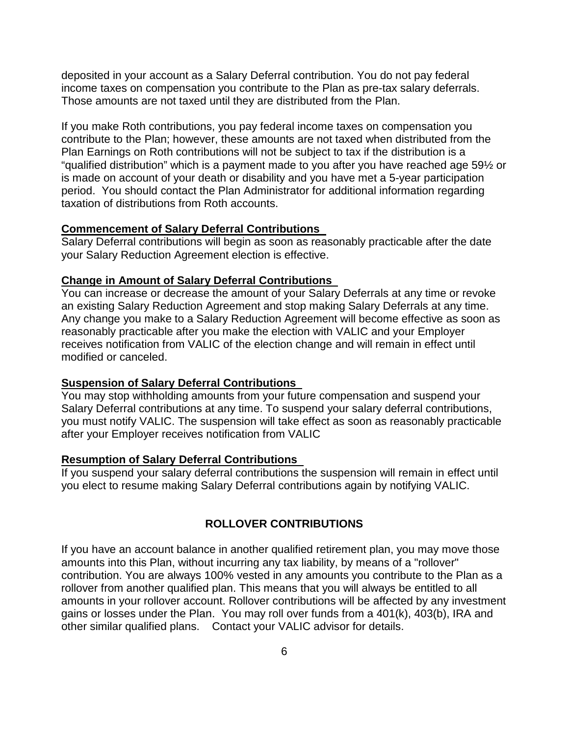deposited in your account as a Salary Deferral contribution. You do not pay federal income taxes on compensation you contribute to the Plan as pre-tax salary deferrals. Those amounts are not taxed until they are distributed from the Plan.

If you make Roth contributions, you pay federal income taxes on compensation you contribute to the Plan; however, these amounts are not taxed when distributed from the Plan Earnings on Roth contributions will not be subject to tax if the distribution is a "qualified distribution" which is a payment made to you after you have reached age 59½ or is made on account of your death or disability and you have met a 5-year participation period. You should contact the Plan Administrator for additional information regarding taxation of distributions from Roth accounts.

**Commencement of Salary Deferral Contributions**

Salary Deferral contributions will begin as soon as reasonably practicable after the date your Salary Reduction Agreement election is effective.

**Change in Amount of Salary Deferral Contributions**

You can increase or decrease the amount of your Salary Deferrals at any time or revoke an existing Salary Reduction Agreement and stop making Salary Deferrals at any time. Any change you make to a Salary Reduction Agreement will become effective as soon as reasonably practicable after you make the election with VALIC and your Employer receives notification from VALIC of the election change and will remain in effect until modified or canceled.

**Suspension of Salary Deferral Contributions**

You may stop withholding amounts from your future compensation and suspend your Salary Deferral contributions at any time. To suspend your salary deferral contributions, you must notify VALIC. The suspension will take effect as soon as reasonably practicable after your Employer receives notification from VALIC

**Resumption of Salary Deferral Contributions**

If you suspend your salary deferral contributions the suspension will remain in effect until you elect to resume making Salary Deferral contributions again by notifying VALIC.

## ROLLOVER CONTRIBUTIONS

If you have an account balance in another qualified retirement plan, you may move those amounts into this Plan, without incurring any tax liability, by means of a "rollover" contribution. You are always 100% vested in any amounts you contribute to the Plan as a rollover from another qualified plan. This means that you will always be entitled to all amounts in your rollover account. Rollover contributions will be affected by any investment gains or losses under the Plan. You may roll over funds from a 401(k), 403(b), IRA and other similar qualified plans. Contact your VALIC advisor for details.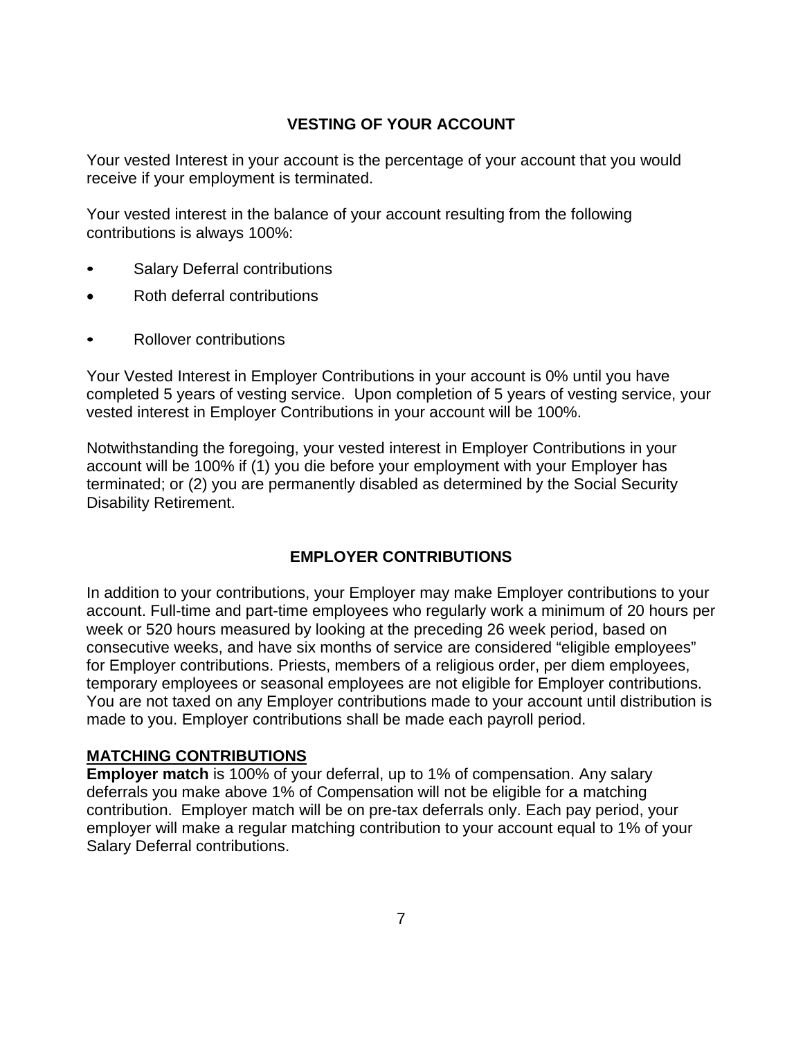## VESTING OF YOUR ACCOUNT

Your vested Interest in your account is the percentage of your account that you would receive if your employment is terminated.

Your vested interest in the balance of your account resulting from the following contributions is always 100%:

- Salary Deferral contributions
- Roth deferral contributions
- Rollover contributions

Your Vested Interest in Employer Contributions in your account is 0% until you have completed 5 years of vesting service. Upon completion of 5 years of vesting service, your vested interest in Employer Contributions in your account will be 100%.

Notwithstanding the foregoing, your vested interest in Employer Contributions in your account will be 100% if (1) you die before your employment with your Employer has terminated; or (2) you are permanently disabled as determined by the Social Security Disability Retirement.

## EMPLOYER CONTRIBUTIONS

In addition to your contributions, your Employer may make Employer contributions to your account. Full-time and part-time employees who regularly work a minimum of 20 hours per week or 520 hours measured by looking at the preceding 26 week period, based on consecutive weeks, and have six months of service are considered "eligible employees" for Employer contributions. Priests, members of a religious order, per diem employees, temporary employees or seasonal employees are not eligible for Employer contributions. You are not taxed on any Employer contributions made to your account until distribution is made to you. Employer contributions shall be made each payroll period.

### MATCHING CONTRIBUTIONS

**Employer match** is 100% of your deferral, up to 1% of compensation. Any salary deferrals you make above 1% of Compensation will not be eligible for a matching contribution. Employer match will be on pre-tax deferrals only. Each pay period, your employer will make a regular matching contribution to your account equal to 1% of your Salary Deferral contributions.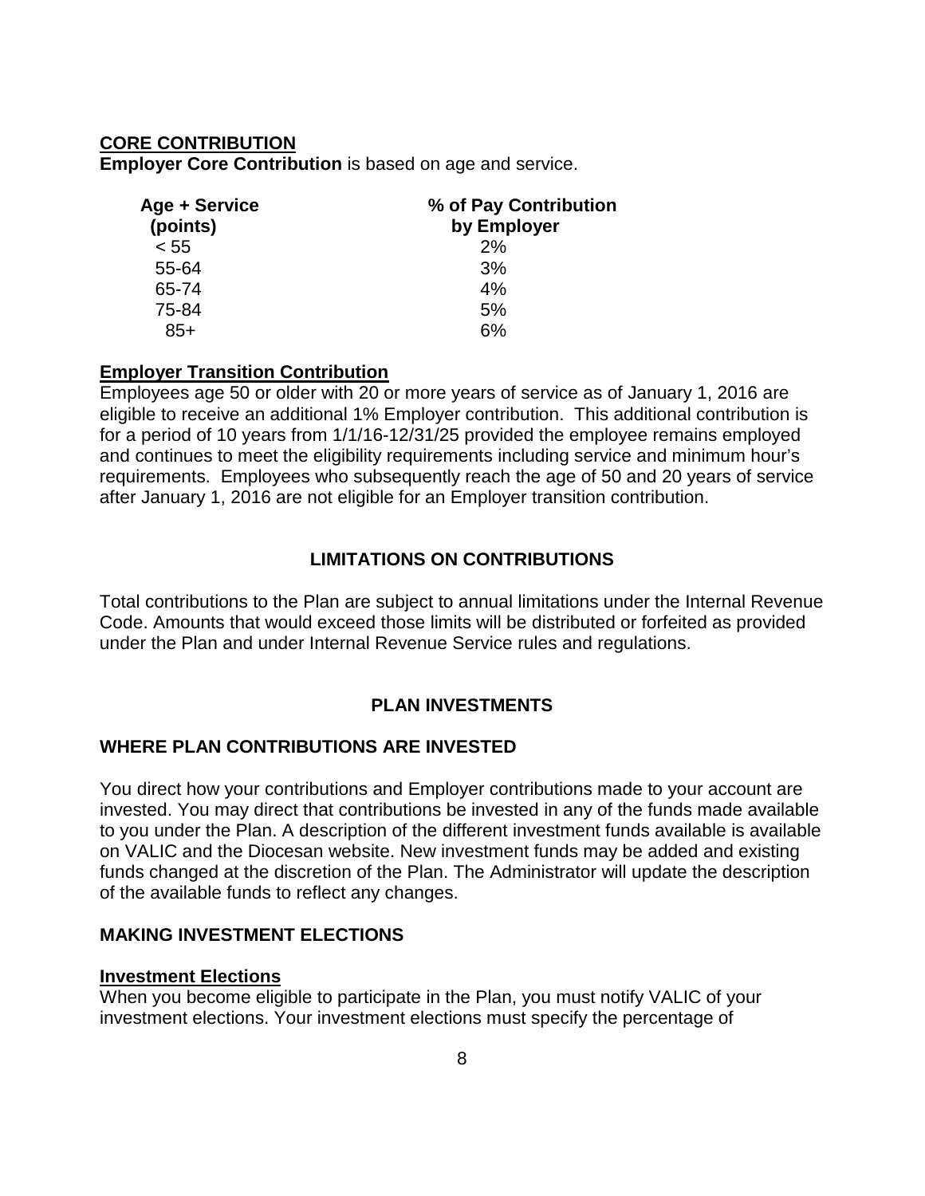**CORE CONTRIBUTION**

**Employer Core Contribution** is based on age and service.

| Age + Service (points) | % of Pay Contribution by Employer |
|---|---|
| < 55 | 2% |
| 55-64 | 3% |
| 65-74 | 4% |
| 75-84 | 5% |
| 85+ | 6% |

**Employer Transition Contribution**

Employees age 50 or older with 20 or more years of service as of January 1, 2016 are eligible to receive an additional 1% Employer contribution. This additional contribution is for a period of 10 years from 1/1/16-12/31/25 provided the employee remains employed and continues to meet the eligibility requirements including service and minimum hour's requirements. Employees who subsequently reach the age of 50 and 20 years of service after January 1, 2016 are not eligible for an Employer transition contribution.

## LIMITATIONS ON CONTRIBUTIONS

Total contributions to the Plan are subject to annual limitations under the Internal Revenue Code. Amounts that would exceed those limits will be distributed or forfeited as provided under the Plan and under Internal Revenue Service rules and regulations.

## PLAN INVESTMENTS

### WHERE PLAN CONTRIBUTIONS ARE INVESTED

You direct how your contributions and Employer contributions made to your account are invested. You may direct that contributions be invested in any of the funds made available to you under the Plan. A description of the different investment funds available is available on VALIC and the Diocesan website. New investment funds may be added and existing funds changed at the discretion of the Plan. The Administrator will update the description of the available funds to reflect any changes.

### MAKING INVESTMENT ELECTIONS

**Investment Elections**

When you become eligible to participate in the Plan, you must notify VALIC of your investment elections. Your investment elections must specify the percentage of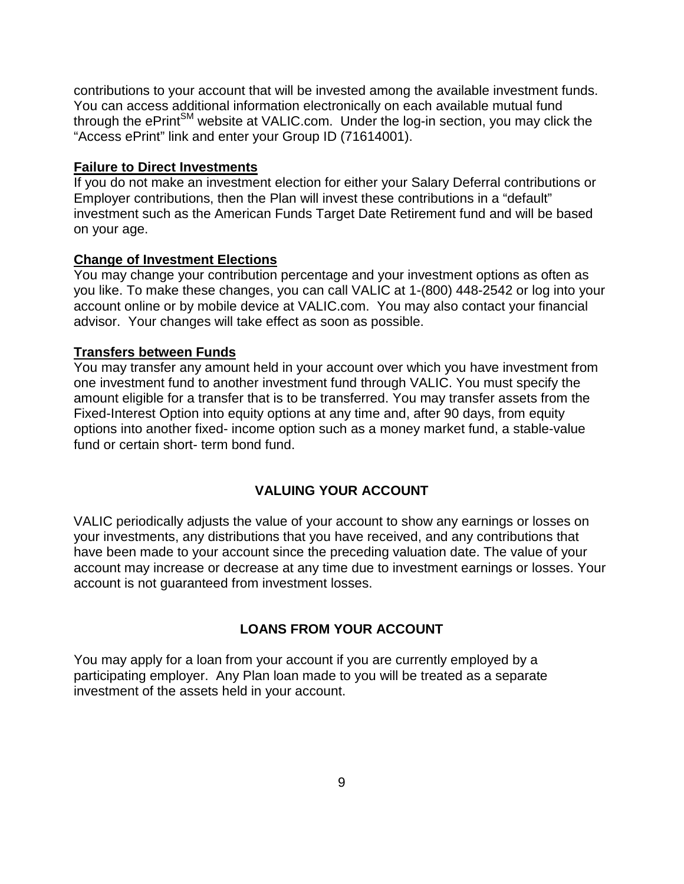contributions to your account that will be invested among the available investment funds. You can access additional information electronically on each available mutual fund through the ePrint℠ website at VALIC.com. Under the log-in section, you may click the "Access ePrint" link and enter your Group ID (71614001).

**Failure to Direct Investments**

If you do not make an investment election for either your Salary Deferral contributions or Employer contributions, then the Plan will invest these contributions in a "default" investment such as the American Funds Target Date Retirement fund and will be based on your age.

**Change of Investment Elections**

You may change your contribution percentage and your investment options as often as you like. To make these changes, you can call VALIC at 1-(800) 448-2542 or log into your account online or by mobile device at VALIC.com. You may also contact your financial advisor. Your changes will take effect as soon as possible.

**Transfers between Funds**

You may transfer any amount held in your account over which you have investment from one investment fund to another investment fund through VALIC. You must specify the amount eligible for a transfer that is to be transferred. You may transfer assets from the Fixed-Interest Option into equity options at any time and, after 90 days, from equity options into another fixed- income option such as a money market fund, a stable-value fund or certain short- term bond fund.

## VALUING YOUR ACCOUNT

VALIC periodically adjusts the value of your account to show any earnings or losses on your investments, any distributions that you have received, and any contributions that have been made to your account since the preceding valuation date. The value of your account may increase or decrease at any time due to investment earnings or losses. Your account is not guaranteed from investment losses.

## LOANS FROM YOUR ACCOUNT

You may apply for a loan from your account if you are currently employed by a participating employer. Any Plan loan made to you will be treated as a separate investment of the assets held in your account.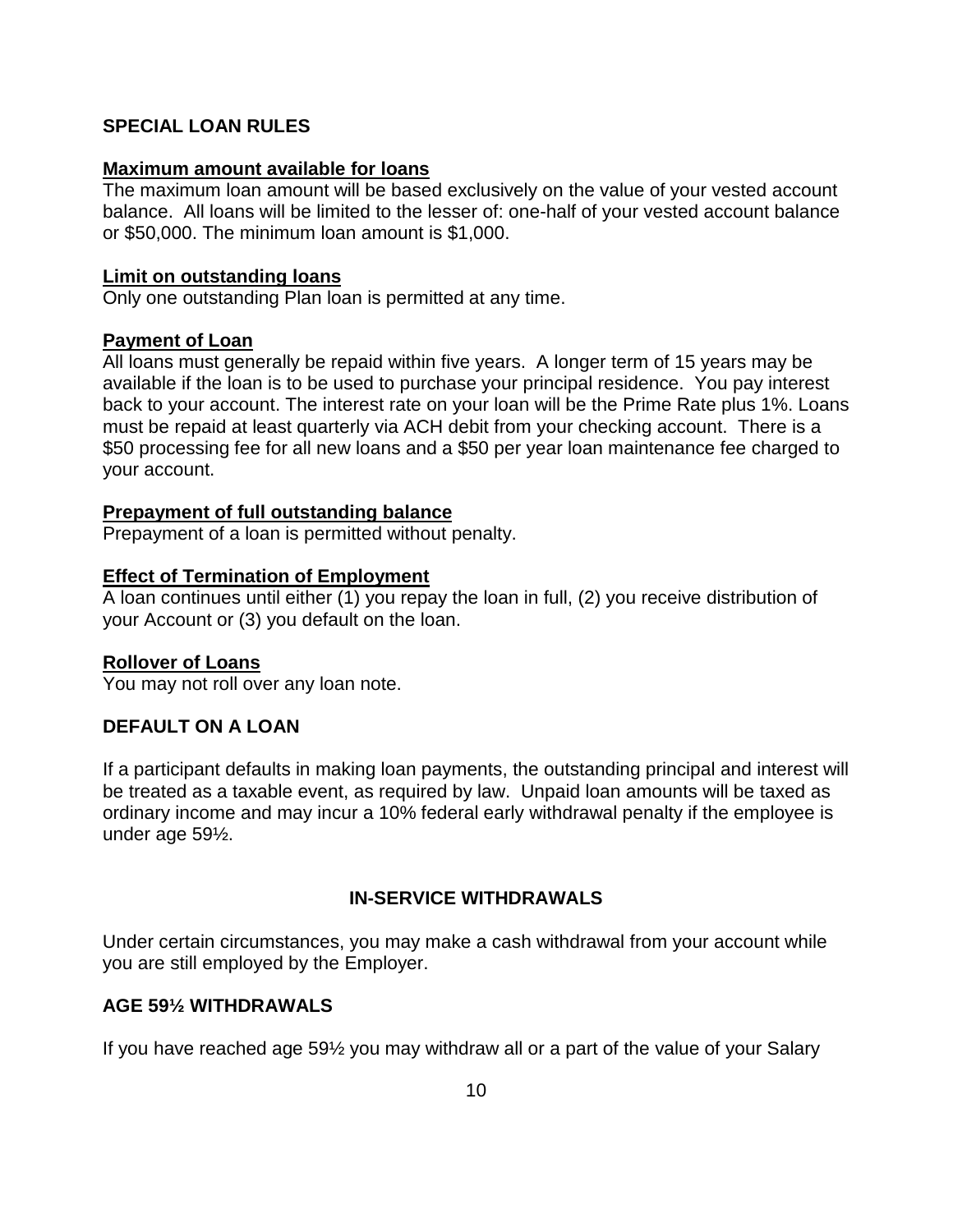## SPECIAL LOAN RULES

**Maximum amount available for loans**

The maximum loan amount will be based exclusively on the value of your vested account balance. All loans will be limited to the lesser of: one-half of your vested account balance or $50,000. The minimum loan amount is $1,000.

**Limit on outstanding loans**

Only one outstanding Plan loan is permitted at any time.

**Payment of Loan**

All loans must generally be repaid within five years. A longer term of 15 years may be available if the loan is to be used to purchase your principal residence. You pay interest back to your account. The interest rate on your loan will be the Prime Rate plus 1%. Loans must be repaid at least quarterly via ACH debit from your checking account. There is a $50 processing fee for all new loans and a $50 per year loan maintenance fee charged to your account.

**Prepayment of full outstanding balance**

Prepayment of a loan is permitted without penalty.

**Effect of Termination of Employment**

A loan continues until either (1) you repay the loan in full, (2) you receive distribution of your Account or (3) you default on the loan.

**Rollover of Loans**

You may not roll over any loan note.

## DEFAULT ON A LOAN

If a participant defaults in making loan payments, the outstanding principal and interest will be treated as a taxable event, as required by law. Unpaid loan amounts will be taxed as ordinary income and may incur a 10% federal early withdrawal penalty if the employee is under age 59½.

## IN-SERVICE WITHDRAWALS

Under certain circumstances, you may make a cash withdrawal from your account while you are still employed by the Employer.

## AGE 59½ WITHDRAWALS

If you have reached age 59½ you may withdraw all or a part of the value of your Salary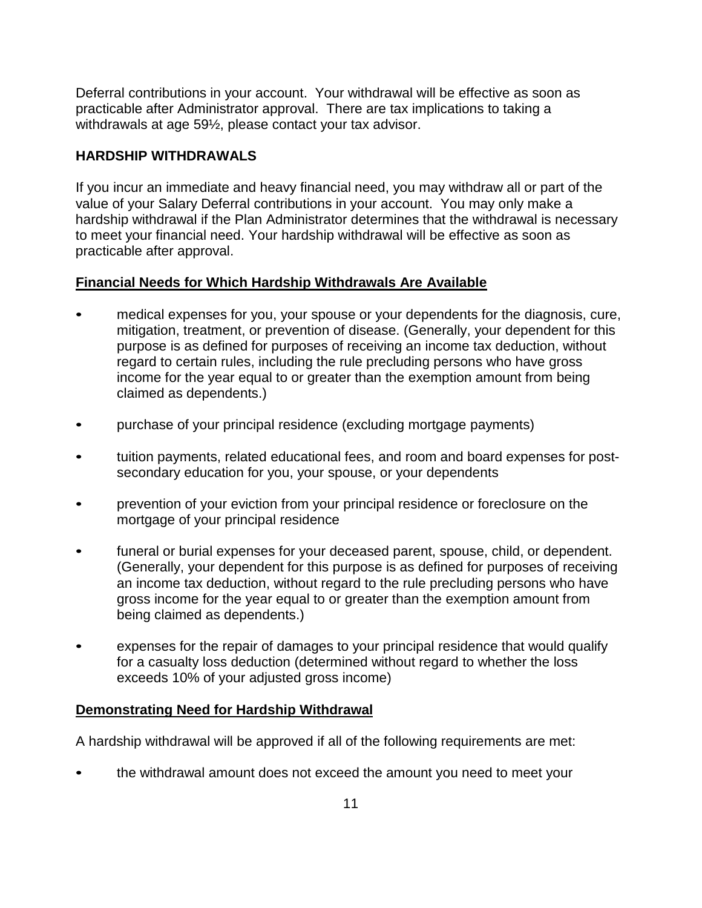Deferral contributions in your account. Your withdrawal will be effective as soon as practicable after Administrator approval. There are tax implications to taking a withdrawals at age 59½, please contact your tax advisor.

**HARDSHIP WITHDRAWALS**

If you incur an immediate and heavy financial need, you may withdraw all or part of the value of your Salary Deferral contributions in your account. You may only make a hardship withdrawal if the Plan Administrator determines that the withdrawal is necessary to meet your financial need. Your hardship withdrawal will be effective as soon as practicable after approval.

**<u>Financial Needs for Which Hardship Withdrawals Are Available</u>**

- medical expenses for you, your spouse or your dependents for the diagnosis, cure, mitigation, treatment, or prevention of disease. (Generally, your dependent for this purpose is as defined for purposes of receiving an income tax deduction, without regard to certain rules, including the rule precluding persons who have gross income for the year equal to or greater than the exemption amount from being claimed as dependents.)
- purchase of your principal residence (excluding mortgage payments)
- tuition payments, related educational fees, and room and board expenses for post-secondary education for you, your spouse, or your dependents
- prevention of your eviction from your principal residence or foreclosure on the mortgage of your principal residence
- funeral or burial expenses for your deceased parent, spouse, child, or dependent. (Generally, your dependent for this purpose is as defined for purposes of receiving an income tax deduction, without regard to the rule precluding persons who have gross income for the year equal to or greater than the exemption amount from being claimed as dependents.)
- expenses for the repair of damages to your principal residence that would qualify for a casualty loss deduction (determined without regard to whether the loss exceeds 10% of your adjusted gross income)

**<u>Demonstrating Need for Hardship Withdrawal</u>**

A hardship withdrawal will be approved if all of the following requirements are met:

- the withdrawal amount does not exceed the amount you need to meet your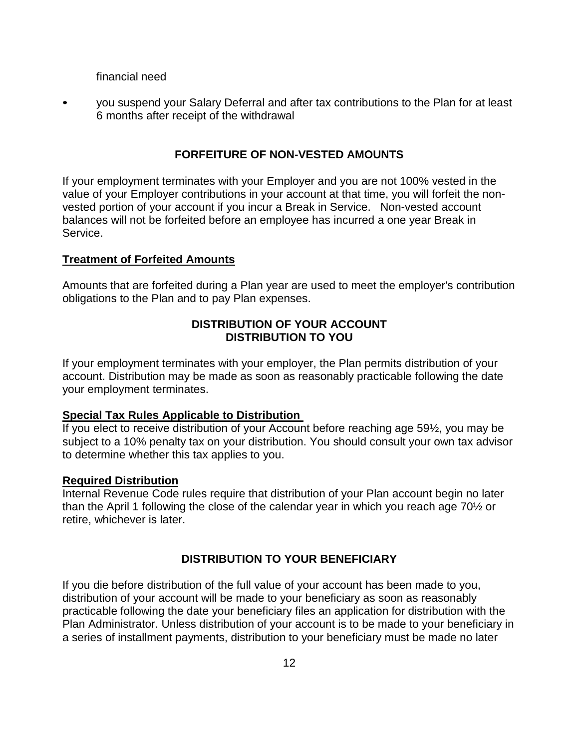financial need

- you suspend your Salary Deferral and after tax contributions to the Plan for at least 6 months after receipt of the withdrawal

## FORFEITURE OF NON-VESTED AMOUNTS

If your employment terminates with your Employer and you are not 100% vested in the value of your Employer contributions in your account at that time, you will forfeit the non-vested portion of your account if you incur a Break in Service. Non-vested account balances will not be forfeited before an employee has incurred a one year Break in Service.

### Treatment of Forfeited Amounts

Amounts that are forfeited during a Plan year are used to meet the employer's contribution obligations to the Plan and to pay Plan expenses.

## DISTRIBUTION OF YOUR ACCOUNT
## DISTRIBUTION TO YOU

If your employment terminates with your employer, the Plan permits distribution of your account. Distribution may be made as soon as reasonably practicable following the date your employment terminates.

### Special Tax Rules Applicable to Distribution

If you elect to receive distribution of your Account before reaching age 59½, you may be subject to a 10% penalty tax on your distribution. You should consult your own tax advisor to determine whether this tax applies to you.

### Required Distribution

Internal Revenue Code rules require that distribution of your Plan account begin no later than the April 1 following the close of the calendar year in which you reach age 70½ or retire, whichever is later.

## DISTRIBUTION TO YOUR BENEFICIARY

If you die before distribution of the full value of your account has been made to you, distribution of your account will be made to your beneficiary as soon as reasonably practicable following the date your beneficiary files an application for distribution with the Plan Administrator. Unless distribution of your account is to be made to your beneficiary in a series of installment payments, distribution to your beneficiary must be made no later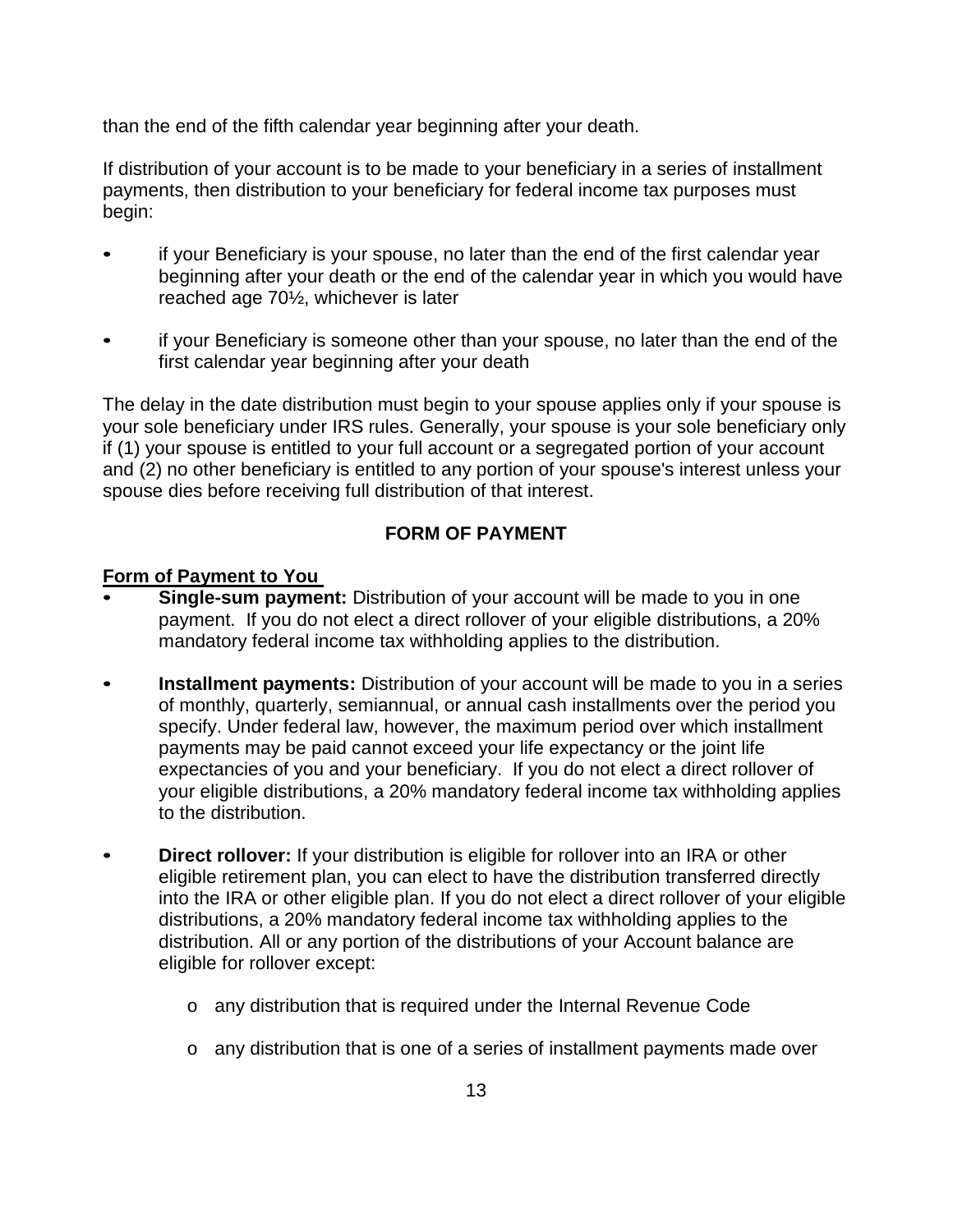than the end of the fifth calendar year beginning after your death.

If distribution of your account is to be made to your beneficiary in a series of installment payments, then distribution to your beneficiary for federal income tax purposes must begin:

- if your Beneficiary is your spouse, no later than the end of the first calendar year beginning after your death or the end of the calendar year in which you would have reached age 70½, whichever is later
- if your Beneficiary is someone other than your spouse, no later than the end of the first calendar year beginning after your death

The delay in the date distribution must begin to your spouse applies only if your spouse is your sole beneficiary under IRS rules. Generally, your spouse is your sole beneficiary only if (1) your spouse is entitled to your full account or a segregated portion of your account and (2) no other beneficiary is entitled to any portion of your spouse's interest unless your spouse dies before receiving full distribution of that interest.

## FORM OF PAYMENT

### Form of Payment to You

- **Single-sum payment:** Distribution of your account will be made to you in one payment. If you do not elect a direct rollover of your eligible distributions, a 20% mandatory federal income tax withholding applies to the distribution.
- **Installment payments:** Distribution of your account will be made to you in a series of monthly, quarterly, semiannual, or annual cash installments over the period you specify. Under federal law, however, the maximum period over which installment payments may be paid cannot exceed your life expectancy or the joint life expectancies of you and your beneficiary. If you do not elect a direct rollover of your eligible distributions, a 20% mandatory federal income tax withholding applies to the distribution.
- **Direct rollover:** If your distribution is eligible for rollover into an IRA or other eligible retirement plan, you can elect to have the distribution transferred directly into the IRA or other eligible plan. If you do not elect a direct rollover of your eligible distributions, a 20% mandatory federal income tax withholding applies to the distribution. All or any portion of the distributions of your Account balance are eligible for rollover except:
  - any distribution that is required under the Internal Revenue Code
  - any distribution that is one of a series of installment payments made over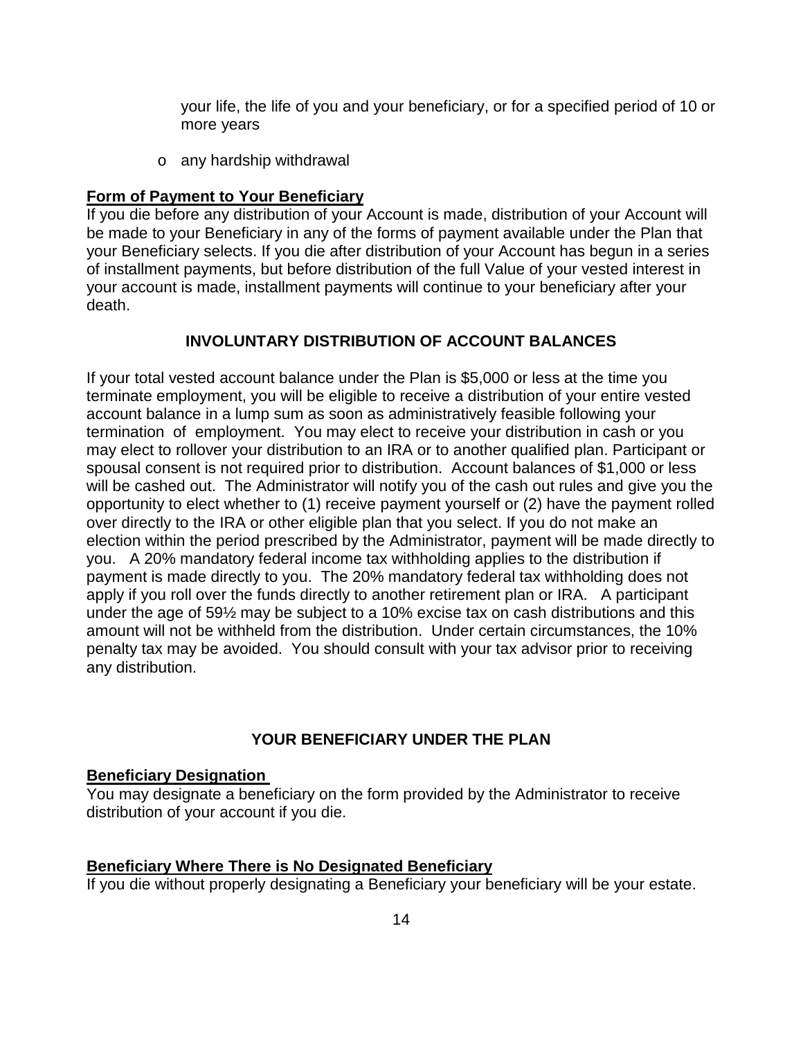your life, the life of you and your beneficiary, or for a specified period of 10 or more years

- o any hardship withdrawal

**Form of Payment to Your Beneficiary**

If you die before any distribution of your Account is made, distribution of your Account will be made to your Beneficiary in any of the forms of payment available under the Plan that your Beneficiary selects. If you die after distribution of your Account has begun in a series of installment payments, but before distribution of the full Value of your vested interest in your account is made, installment payments will continue to your beneficiary after your death.

## INVOLUNTARY DISTRIBUTION OF ACCOUNT BALANCES

If your total vested account balance under the Plan is $5,000 or less at the time you terminate employment, you will be eligible to receive a distribution of your entire vested account balance in a lump sum as soon as administratively feasible following your termination of employment. You may elect to receive your distribution in cash or you may elect to rollover your distribution to an IRA or to another qualified plan. Participant or spousal consent is not required prior to distribution. Account balances of $1,000 or less will be cashed out. The Administrator will notify you of the cash out rules and give you the opportunity to elect whether to (1) receive payment yourself or (2) have the payment rolled over directly to the IRA or other eligible plan that you select. If you do not make an election within the period prescribed by the Administrator, payment will be made directly to you. A 20% mandatory federal income tax withholding applies to the distribution if payment is made directly to you. The 20% mandatory federal tax withholding does not apply if you roll over the funds directly to another retirement plan or IRA. A participant under the age of 59½ may be subject to a 10% excise tax on cash distributions and this amount will not be withheld from the distribution. Under certain circumstances, the 10% penalty tax may be avoided. You should consult with your tax advisor prior to receiving any distribution.

## YOUR BENEFICIARY UNDER THE PLAN

**Beneficiary Designation**

You may designate a beneficiary on the form provided by the Administrator to receive distribution of your account if you die.

**Beneficiary Where There is No Designated Beneficiary**

If you die without properly designating a Beneficiary your beneficiary will be your estate.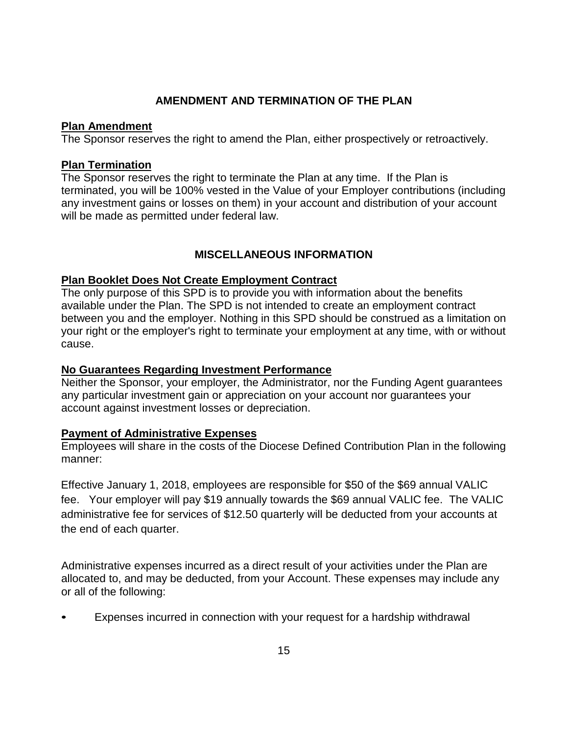## AMENDMENT AND TERMINATION OF THE PLAN

### Plan Amendment

The Sponsor reserves the right to amend the Plan, either prospectively or retroactively.

### Plan Termination

The Sponsor reserves the right to terminate the Plan at any time. If the Plan is terminated, you will be 100% vested in the Value of your Employer contributions (including any investment gains or losses on them) in your account and distribution of your account will be made as permitted under federal law.

## MISCELLANEOUS INFORMATION

### Plan Booklet Does Not Create Employment Contract

The only purpose of this SPD is to provide you with information about the benefits available under the Plan. The SPD is not intended to create an employment contract between you and the employer. Nothing in this SPD should be construed as a limitation on your right or the employer's right to terminate your employment at any time, with or without cause.

### No Guarantees Regarding Investment Performance

Neither the Sponsor, your employer, the Administrator, nor the Funding Agent guarantees any particular investment gain or appreciation on your account nor guarantees your account against investment losses or depreciation.

### Payment of Administrative Expenses

Employees will share in the costs of the Diocese Defined Contribution Plan in the following manner:

Effective January 1, 2018, employees are responsible for $50 of the $69 annual VALIC fee. Your employer will pay $19 annually towards the $69 annual VALIC fee. The VALIC administrative fee for services of $12.50 quarterly will be deducted from your accounts at the end of each quarter.

Administrative expenses incurred as a direct result of your activities under the Plan are allocated to, and may be deducted, from your Account. These expenses may include any or all of the following:

- Expenses incurred in connection with your request for a hardship withdrawal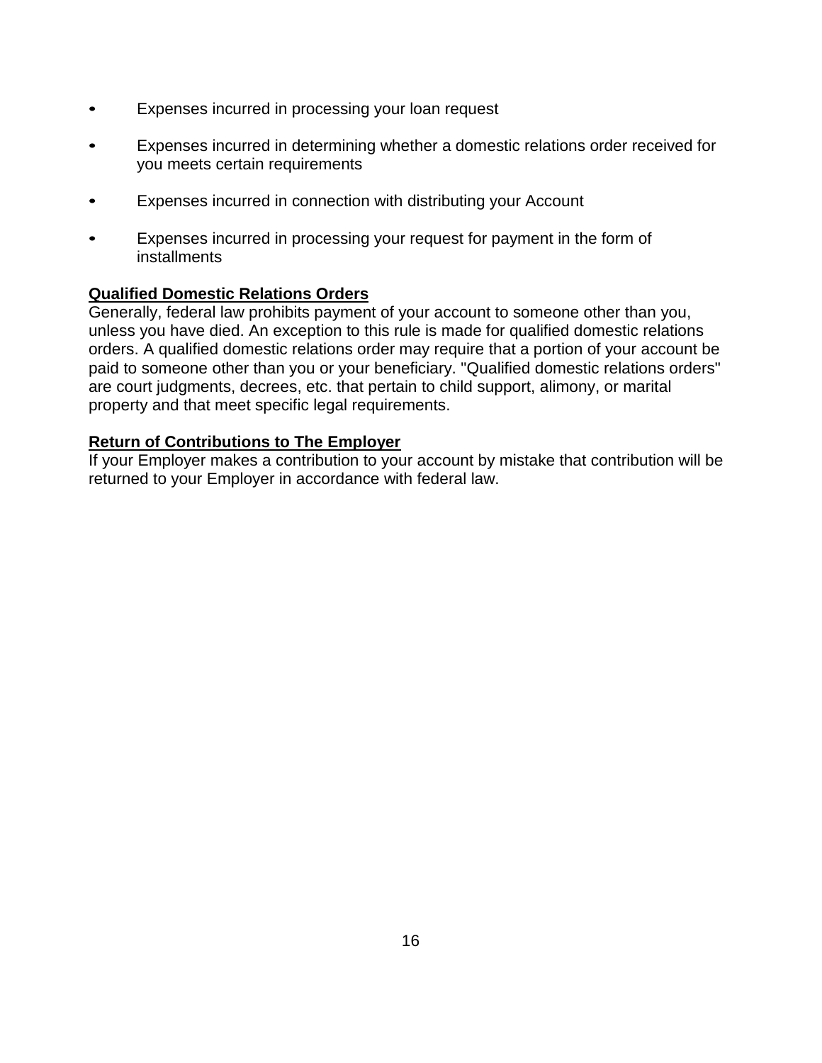- Expenses incurred in processing your loan request
- Expenses incurred in determining whether a domestic relations order received for you meets certain requirements
- Expenses incurred in connection with distributing your Account
- Expenses incurred in processing your request for payment in the form of installments

**Qualified Domestic Relations Orders**

Generally, federal law prohibits payment of your account to someone other than you, unless you have died. An exception to this rule is made for qualified domestic relations orders. A qualified domestic relations order may require that a portion of your account be paid to someone other than you or your beneficiary. "Qualified domestic relations orders" are court judgments, decrees, etc. that pertain to child support, alimony, or marital property and that meet specific legal requirements.

**Return of Contributions to The Employer**

If your Employer makes a contribution to your account by mistake that contribution will be returned to your Employer in accordance with federal law.